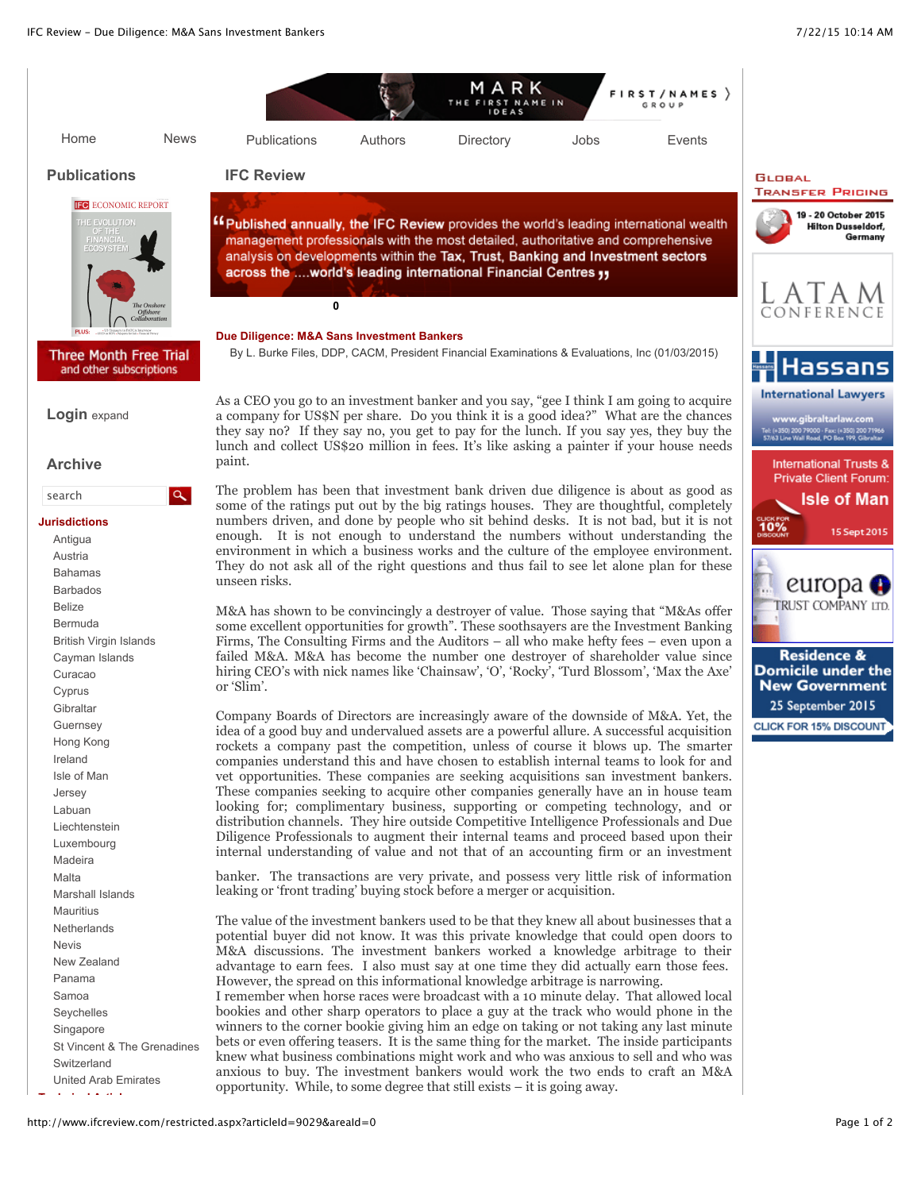## Due Diligence: M&A Sans Investment Bankers

By L. Burke Files, DDP, CACM, President Financial Examinations & Evaluations, Inc (01/03/2015)

As a CEO you go to an investment banker and you say, "gee I think I am going to acquire a company for US$N per share. Do you think it is a good idea?" What are the chances they say no? If they say no, you get to pay for the lunch. If you say yes, they buy the lunch and collect US$20 million in fees. It's like asking a painter if your house needs paint.

The problem has been that investment bank driven due diligence is about as good as some of the ratings put out by the big ratings houses. They are thoughtful, completely numbers driven, and done by people who sit behind desks. It is not bad, but it is not enough. It is not enough to understand the numbers without understanding the environment in which a business works and the culture of the employee environment. They do not ask all of the right questions and thus fail to see let alone plan for these unseen risks.

M&A has shown to be convincingly a destroyer of value. Those saying that "M&As offer some excellent opportunities for growth". These soothsayers are the Investment Banking Firms, The Consulting Firms and the Auditors – all who make hefty fees – even upon a failed M&A. M&A has become the number one destroyer of shareholder value since hiring CEO's with nick names like 'Chainsaw', 'O', 'Rocky', 'Turd Blossom', 'Max the Axe' or 'Slim'.

Company Boards of Directors are increasingly aware of the downside of M&A. Yet, the idea of a good buy and undervalued assets are a powerful allure. A successful acquisition rockets a company past the competition, unless of course it blows up. The smarter companies understand this and have chosen to establish internal teams to look for and vet opportunities. These companies are seeking acquisitions san investment bankers. These companies seeking to acquire other companies generally have an in house team looking for; complimentary business, supporting or competing technology, and or distribution channels. They hire outside Competitive Intelligence Professionals and Due Diligence Professionals to augment their internal teams and proceed based upon their internal understanding of value and not that of an accounting firm or an investment banker. The transactions are very private, and possess very little risk of information leaking or 'front trading' buying stock before a merger or acquisition.

The value of the investment bankers used to be that they knew all about businesses that a potential buyer did not know. It was this private knowledge that could open doors to M&A discussions. The investment bankers worked a knowledge arbitrage to their advantage to earn fees. I also must say at one time they did actually earn those fees. However, the spread on this informational knowledge arbitrage is narrowing.

I remember when horse races were broadcast with a 10 minute delay. That allowed local bookies and other sharp operators to place a guy at the track who would phone in the winners to the corner bookie giving him an edge on taking or not taking any last minute bets or even offering teasers. It is the same thing for the market. The inside participants knew what business combinations might work and who was anxious to sell and who was anxious to buy. The investment bankers would work the two ends to craft an M&A opportunity. While, to some degree that still exists – it is going away.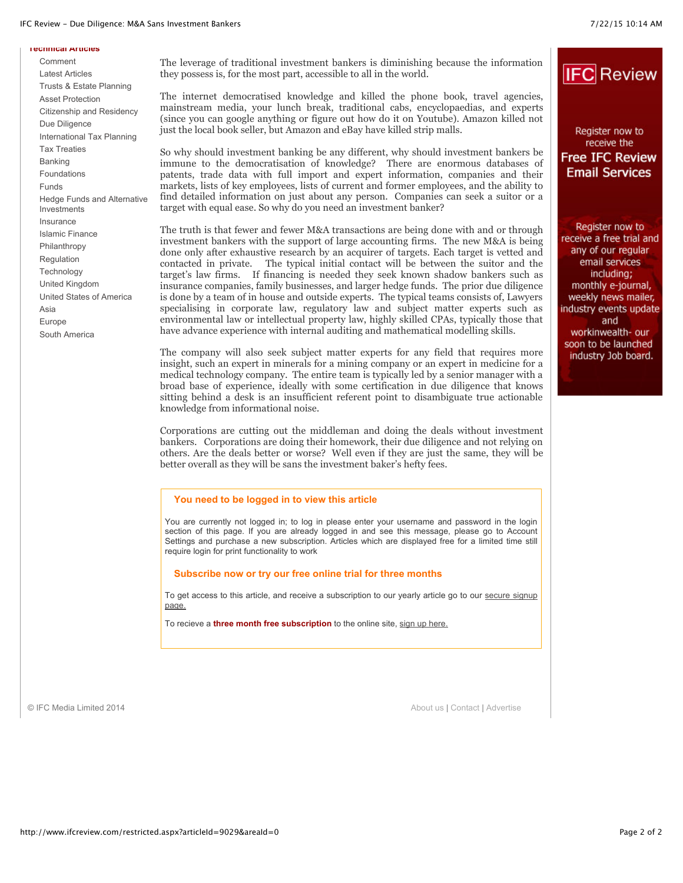**Technical Articles**

- Comment
- Latest Articles
- Trusts & Estate Planning
- Asset Protection
- Citizenship and Residency
- Due Diligence
- International Tax Planning
- Tax Treaties
- Banking
- Foundations
- Funds
- Hedge Funds and Alternative Investments
- Insurance
- Islamic Finance
- Philanthropy
- Regulation
- Technology
- United Kingdom
- United States of America
- Asia
- Europe
- South America

The leverage of traditional investment bankers is diminishing because the information they possess is, for the most part, accessible to all in the world.

The internet democratised knowledge and killed the phone book, travel agencies, mainstream media, your lunch break, traditional cabs, encyclopaedias, and experts (since you can google anything or figure out how do it on Youtube). Amazon killed not just the local book seller, but Amazon and eBay have killed strip malls.

So why should investment banking be any different, why should investment bankers be immune to the democratisation of knowledge? There are enormous databases of patents, trade data with full import and expert information, companies and their markets, lists of key employees, lists of current and former employees, and the ability to find detailed information on just about any person. Companies can seek a suitor or a target with equal ease. So why do you need an investment banker?

The truth is that fewer and fewer M&A transactions are being done with and or through investment bankers with the support of large accounting firms. The new M&A is being done only after exhaustive research by an acquirer of targets. Each target is vetted and contacted in private. The typical initial contact will be between the suitor and the target's law firms. If financing is needed they seek known shadow bankers such as insurance companies, family businesses, and larger hedge funds. The prior due diligence is done by a team of in house and outside experts. The typical teams consists of, Lawyers specialising in corporate law, regulatory law and subject matter experts such as environmental law or intellectual property law, highly skilled CPAs, typically those that have advance experience with internal auditing and mathematical modelling skills.

The company will also seek subject matter experts for any field that requires more insight, such an expert in minerals for a mining company or an expert in medicine for a medical technology company. The entire team is typically led by a senior manager with a broad base of experience, ideally with some certification in due diligence that knows sitting behind a desk is an insufficient referent point to disambiguate true actionable knowledge from informational noise.

Corporations are cutting out the middleman and doing the deals without investment bankers. Corporations are doing their homework, their due diligence and not relying on others. Are the deals better or worse? Well even if they are just the same, they will be better overall as they will be sans the investment baker's hefty fees.

### You need to be logged in to view this article

You are currently not logged in; to log in please enter your username and password in the login section of this page. If you are already logged in and see this message, please go to Account Settings and purchase a new subscription. Articles which are displayed free for a limited time still require login for print functionality to work

### Subscribe now or try our free online trial for three months

To get access to this article, and receive a subscription to our yearly article go to our secure signup page.

To recieve a **three month free subscription** to the online site, sign up here.

© IFC Media Limited 2014

About us | Contact | Advertise

IFC Review

Register now to receive the **Free IFC Review Email Services**

Register now to receive a free trial and any of our regular email services including; monthly e-journal, weekly news mailer, industry events update and workinwealth- our soon to be launched industry Job board.